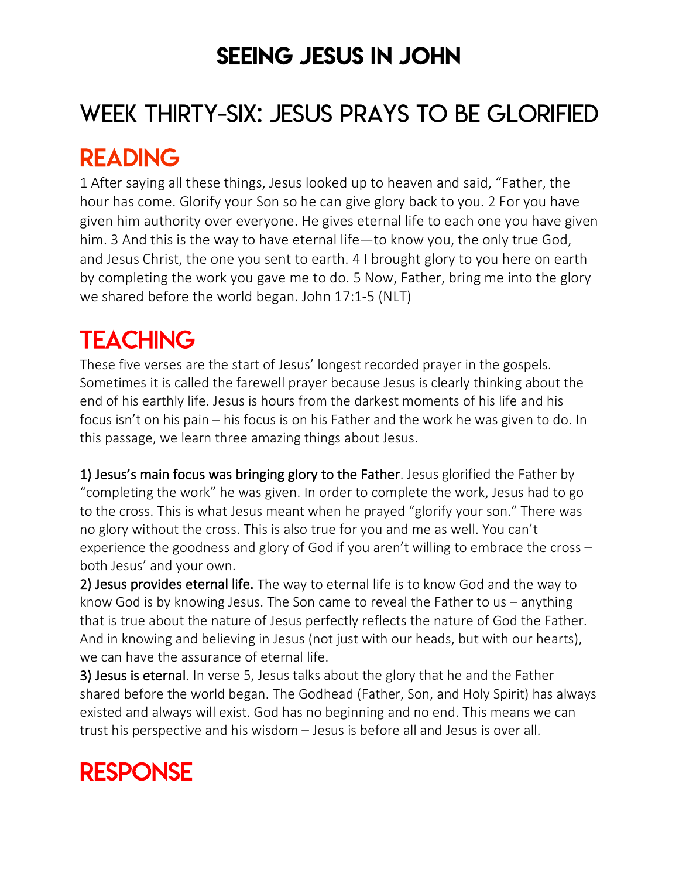# SEEING JESUS IN JOHN

## WEEK THIRTY-SIX: JESUS PRAYS TO BE GLORIFIED

## READING

1 After saying all these things, Jesus looked up to heaven and said, "Father, the hour has come. Glorify your Son so he can give glory back to you. 2 For you have given him authority over everyone. He gives eternal life to each one you have given him. 3 And this is the way to have eternal life—to know you, the only true God, and Jesus Christ, the one you sent to earth. 4 I brought glory to you here on earth by completing the work you gave me to do. 5 Now, Father, bring me into the glory we shared before the world began. John 17:1-5 (NLT)

## TEACHING

These five verses are the start of Jesus' longest recorded prayer in the gospels. Sometimes it is called the farewell prayer because Jesus is clearly thinking about the end of his earthly life. Jesus is hours from the darkest moments of his life and his focus isn't on his pain – his focus is on his Father and the work he was given to do. In this passage, we learn three amazing things about Jesus.

**1) Jesus's main focus was bringing glory to the Father**. Jesus glorified the Father by "completing the work" he was given. In order to complete the work, Jesus had to go to the cross. This is what Jesus meant when he prayed "glorify your son." There was no glory without the cross. This is also true for you and me as well. You can't experience the goodness and glory of God if you aren't willing to embrace the cross – both Jesus' and your own.

**2) Jesus provides eternal life.** The way to eternal life is to know God and the way to know God is by knowing Jesus. The Son came to reveal the Father to us – anything that is true about the nature of Jesus perfectly reflects the nature of God the Father. And in knowing and believing in Jesus (not just with our heads, but with our hearts), we can have the assurance of eternal life.

**3) Jesus is eternal.** In verse 5, Jesus talks about the glory that he and the Father shared before the world began. The Godhead (Father, Son, and Holy Spirit) has always existed and always will exist. God has no beginning and no end. This means we can trust his perspective and his wisdom – Jesus is before all and Jesus is over all.

## RESPONSE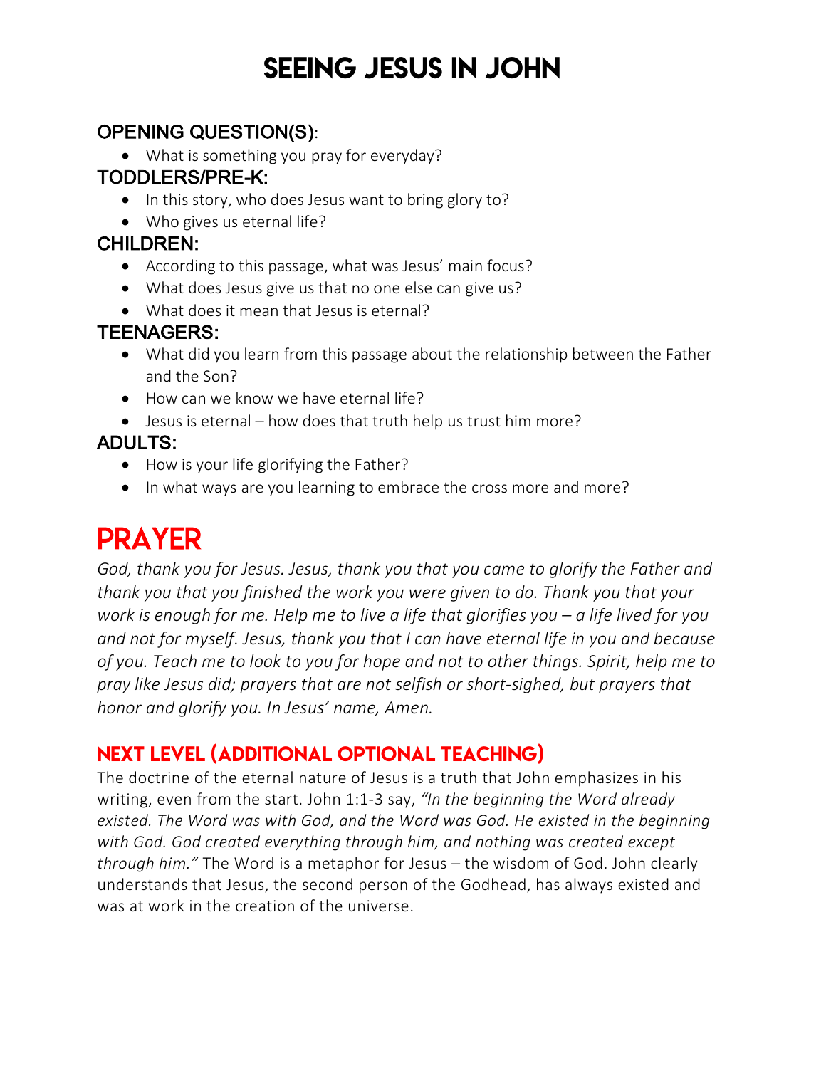# SEEING JESUS IN JOHN

## OPENING QUESTION(S):

- What is something you pray for everyday?

## TODDLERS/PRE-K:

- In this story, who does Jesus want to bring glory to?
- Who gives us eternal life?

## CHILDREN:

- According to this passage, what was Jesus' main focus?
- What does Jesus give us that no one else can give us?
- What does it mean that Jesus is eternal?

## TEENAGERS:

- What did you learn from this passage about the relationship between the Father and the Son?
- How can we know we have eternal life?
- Jesus is eternal – how does that truth help us trust him more?

## ADULTS:

- How is your life glorifying the Father?
- In what ways are you learning to embrace the cross more and more?

# PRAYER

*God, thank you for Jesus. Jesus, thank you that you came to glorify the Father and thank you that you finished the work you were given to do. Thank you that your work is enough for me. Help me to live a life that glorifies you – a life lived for you and not for myself. Jesus, thank you that I can have eternal life in you and because of you. Teach me to look to you for hope and not to other things. Spirit, help me to pray like Jesus did; prayers that are not selfish or short-sighed, but prayers that honor and glorify you. In Jesus' name, Amen.*

## NEXT LEVEL (ADDITIONAL OPTIONAL TEACHING)

The doctrine of the eternal nature of Jesus is a truth that John emphasizes in his writing, even from the start. John 1:1-3 say, *"In the beginning the Word already existed. The Word was with God, and the Word was God. He existed in the beginning with God. God created everything through him, and nothing was created except through him."* The Word is a metaphor for Jesus – the wisdom of God. John clearly understands that Jesus, the second person of the Godhead, has always existed and was at work in the creation of the universe.